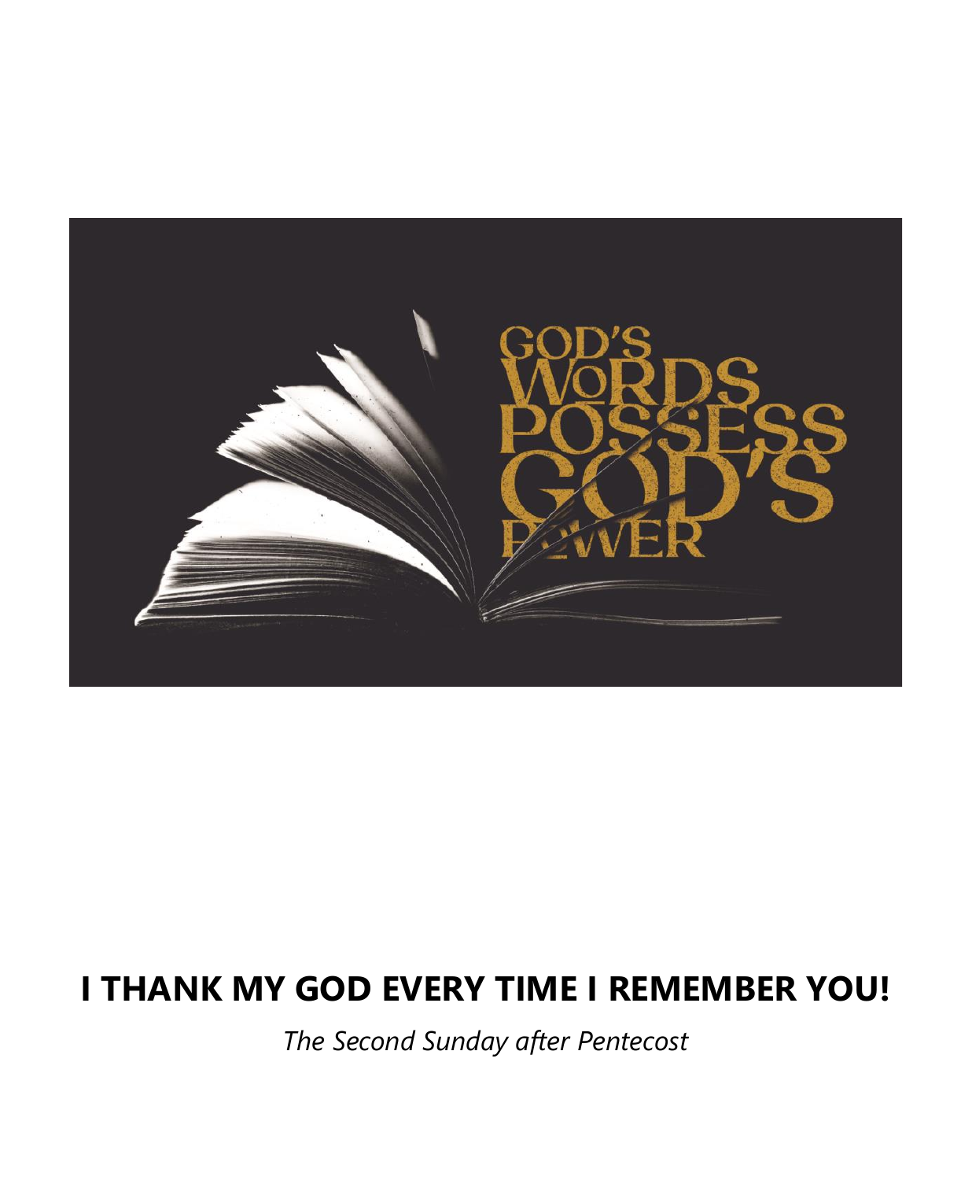GOD'S WORDS POSSESS GOD'S POWER

# I THANK MY GOD EVERY TIME I REMEMBER YOU!

*The Second Sunday after Pentecost*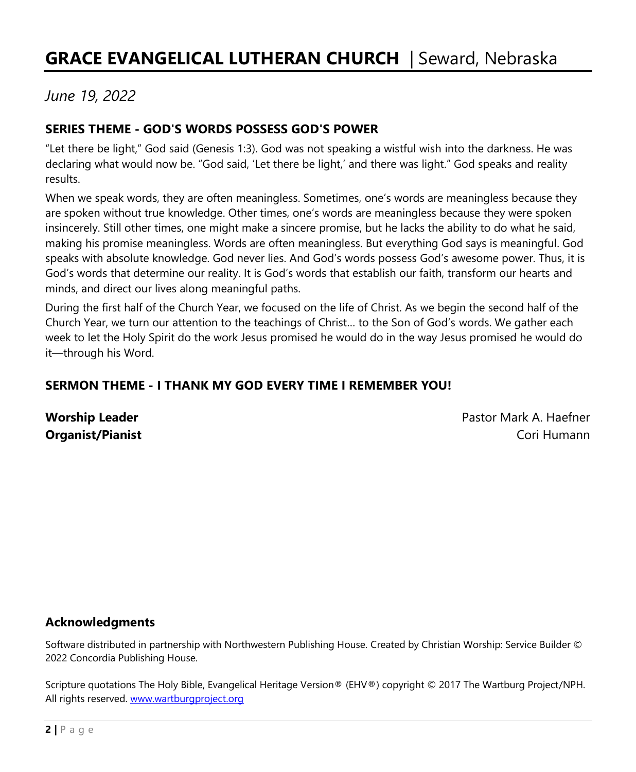# GRACE EVANGELICAL LUTHERAN CHURCH | Seward, Nebraska

*June 19, 2022*

## SERIES THEME - GOD'S WORDS POSSESS GOD'S POWER

"Let there be light," God said (Genesis 1:3). God was not speaking a wistful wish into the darkness. He was declaring what would now be. "God said, 'Let there be light,' and there was light." God speaks and reality results.

When we speak words, they are often meaningless. Sometimes, one's words are meaningless because they are spoken without true knowledge. Other times, one's words are meaningless because they were spoken insincerely. Still other times, one might make a sincere promise, but he lacks the ability to do what he said, making his promise meaningless. Words are often meaningless. But everything God says is meaningful. God speaks with absolute knowledge. God never lies. And God's words possess God's awesome power. Thus, it is God's words that determine our reality. It is God's words that establish our faith, transform our hearts and minds, and direct our lives along meaningful paths.

During the first half of the Church Year, we focused on the life of Christ. As we begin the second half of the Church Year, we turn our attention to the teachings of Christ… to the Son of God's words. We gather each week to let the Holy Spirit do the work Jesus promised he would do in the way Jesus promised he would do it—through his Word.

## SERMON THEME - I THANK MY GOD EVERY TIME I REMEMBER YOU!

**Worship Leader** Pastor Mark A. Haefner
**Organist/Pianist** Cori Humann

### Acknowledgments

Software distributed in partnership with Northwestern Publishing House. Created by Christian Worship: Service Builder © 2022 Concordia Publishing House.

Scripture quotations The Holy Bible, Evangelical Heritage Version® (EHV®) copyright © 2017 The Wartburg Project/NPH. All rights reserved. www.wartburgproject.org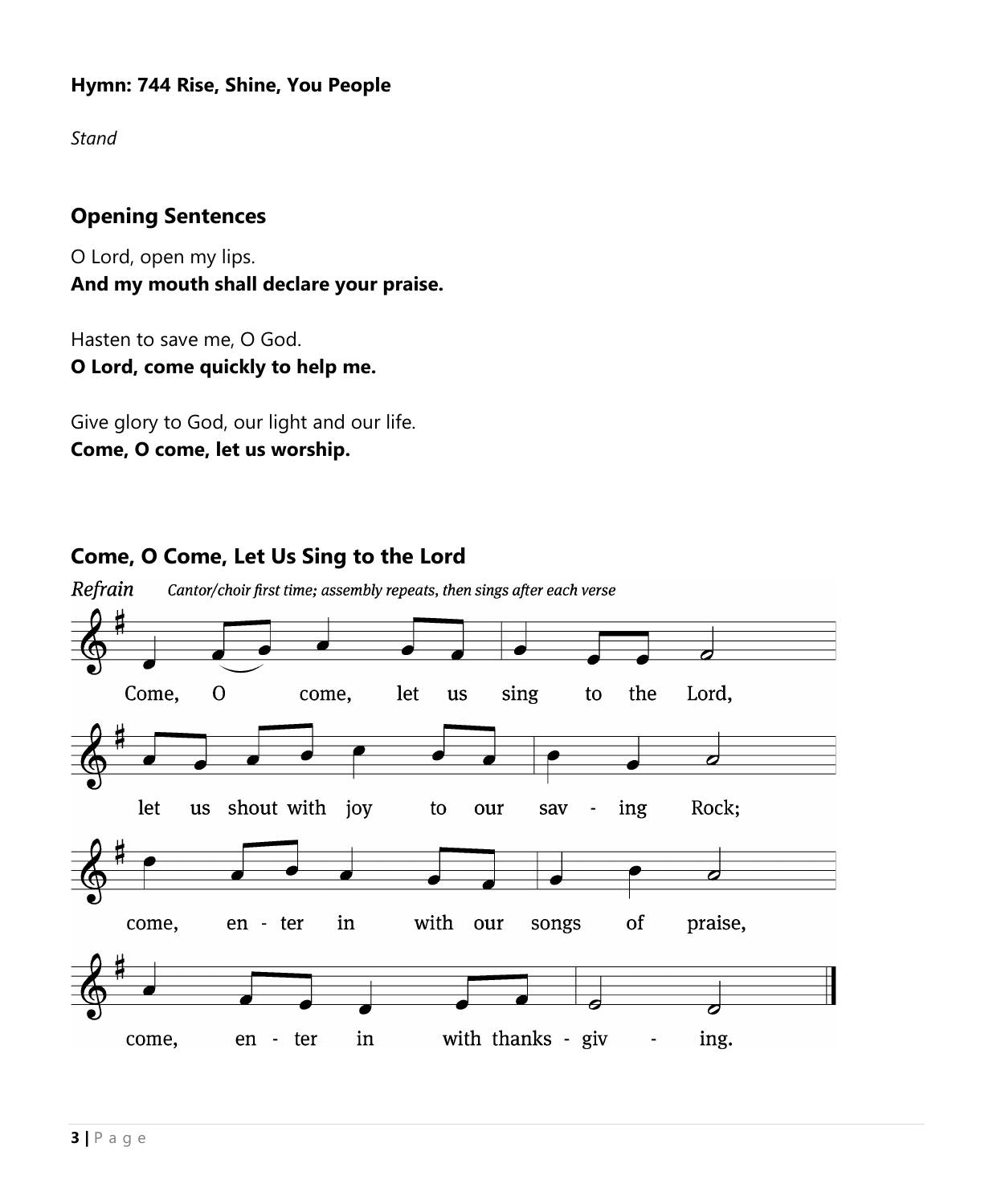**Hymn: 744 Rise, Shine, You People**

*Stand*

## Opening Sentences

O Lord, open my lips.
**And my mouth shall declare your praise.**

Hasten to save me, O God.
**O Lord, come quickly to help me.**

Give glory to God, our light and our life.
**Come, O come, let us worship.**

## Come, O Come, Let Us Sing to the Lord

*Refrain* *Cantor/choir first time; assembly repeats, then sings after each verse*

Come, O come, let us sing to the Lord,
let us shout with joy to our sav - ing Rock;
come, en - ter in with our songs of praise,
come, en - ter in with thanks - giv - ing.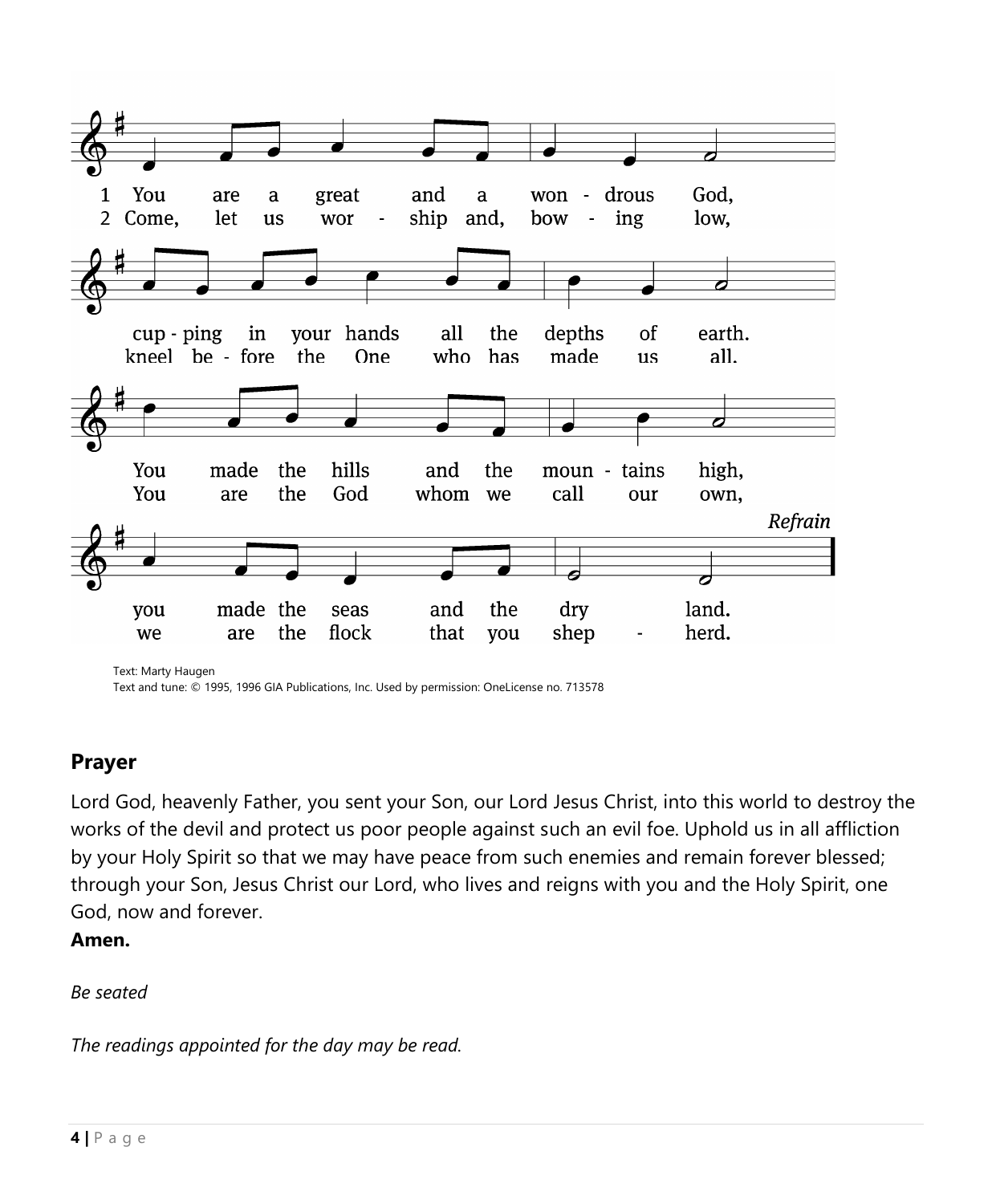1 You are a great and a won - drous God,
2 Come, let us wor - ship and, bow - ing low,

cup - ping in your hands all the depths of earth.
kneel be - fore the One who has made us all.

You made the hills and the moun - tains high,
You are the God whom we call our own,

you made the seas and the dry land.
we are the flock that you shep - herd.

*Refrain*

Text: Marty Haugen
Text and tune: © 1995, 1996 GIA Publications, Inc. Used by permission: OneLicense no. 713578

## Prayer

Lord God, heavenly Father, you sent your Son, our Lord Jesus Christ, into this world to destroy the works of the devil and protect us poor people against such an evil foe. Uphold us in all affliction by your Holy Spirit so that we may have peace from such enemies and remain forever blessed; through your Son, Jesus Christ our Lord, who lives and reigns with you and the Holy Spirit, one God, now and forever.
**Amen.**

*Be seated*

*The readings appointed for the day may be read.*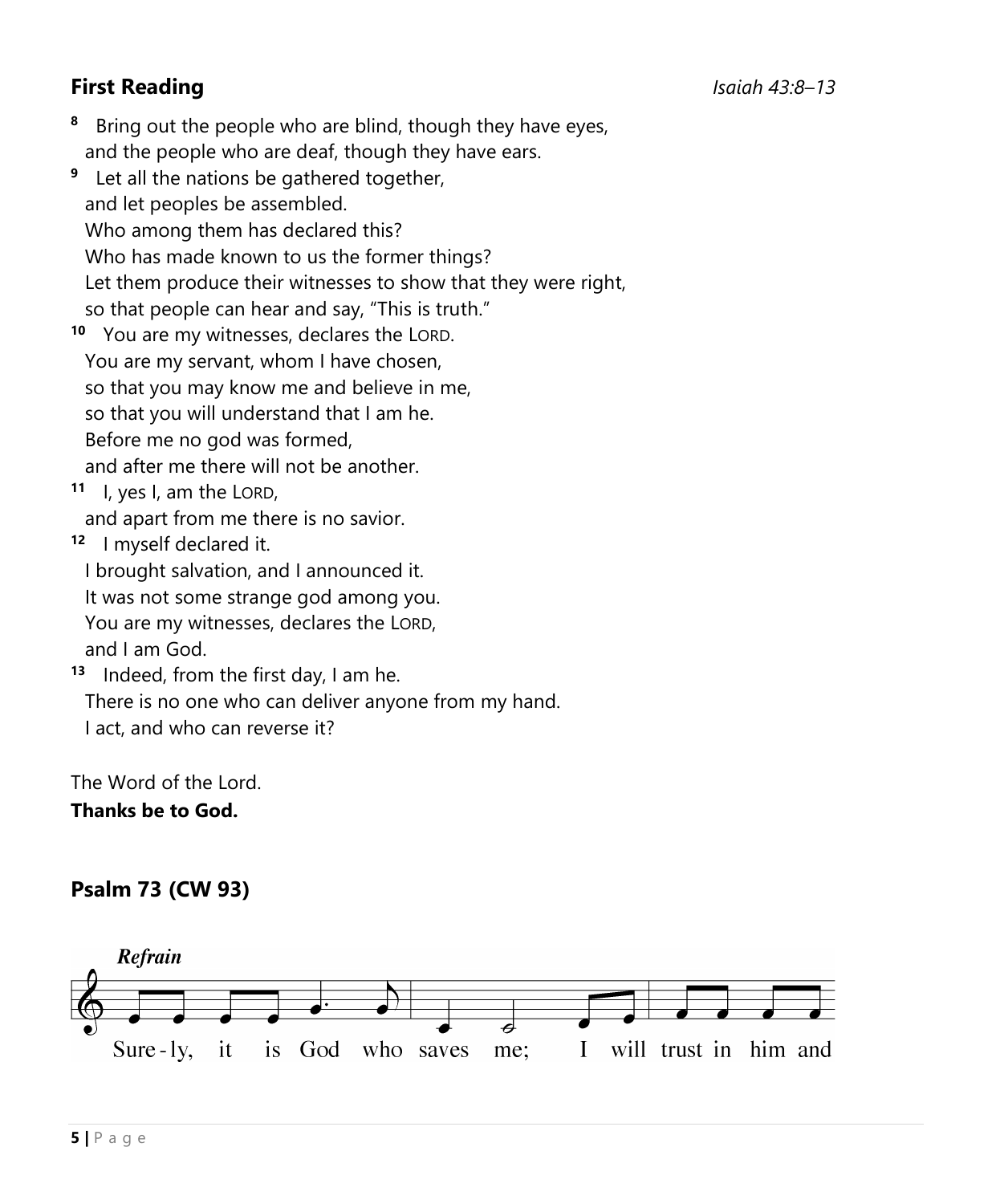## First Reading

*Isaiah 43:8–13*

[8] Bring out the people who are blind, though they have eyes,
and the people who are deaf, though they have ears.
[9] Let all the nations be gathered together,
and let peoples be assembled.
Who among them has declared this?
Who has made known to us the former things?
Let them produce their witnesses to show that they were right,
so that people can hear and say, "This is truth."
[10] You are my witnesses, declares the LORD.
You are my servant, whom I have chosen,
so that you may know me and believe in me,
so that you will understand that I am he.
Before me no god was formed,
and after me there will not be another.
[11] I, yes I, am the LORD,
and apart from me there is no savior.
[12] I myself declared it.
I brought salvation, and I announced it.
It was not some strange god among you.
You are my witnesses, declares the LORD,
and I am God.
[13] Indeed, from the first day, I am he.
There is no one who can deliver anyone from my hand.
I act, and who can reverse it?

The Word of the Lord.
**Thanks be to God.**

## Psalm 73 (CW 93)

*Refrain*

Sure-ly, it is God who saves me; I will trust in him and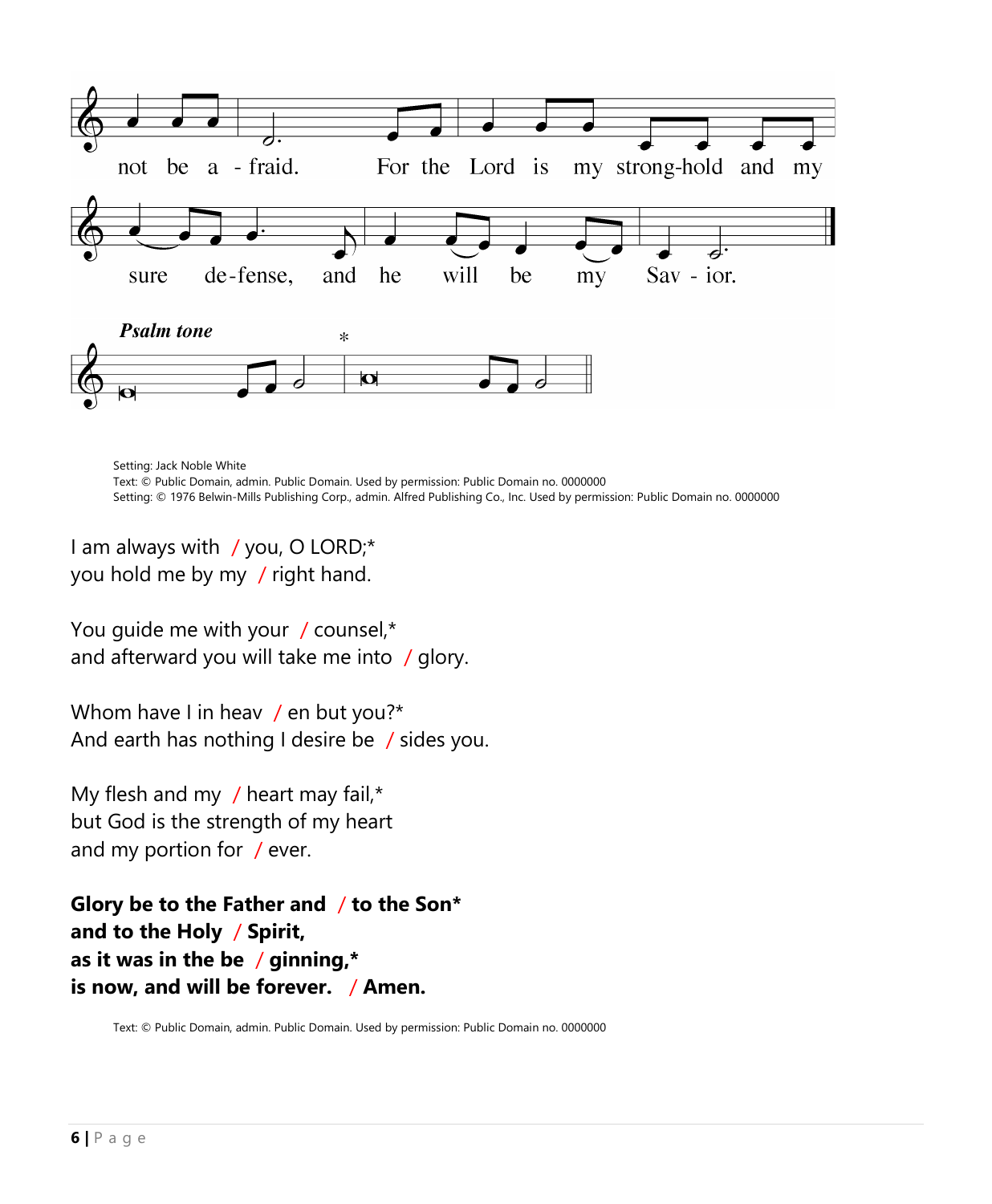not be a - fraid. For the Lord is my strong-hold and my sure de-fense, and he will be my Sav - ior.

*Psalm tone*

Setting: Jack Noble White
Text: © Public Domain, admin. Public Domain. Used by permission: Public Domain no. 0000000
Setting: © 1976 Belwin-Mills Publishing Corp., admin. Alfred Publishing Co., Inc. Used by permission: Public Domain no. 0000000

I am always with / you, O LORD;*
you hold me by my / right hand.

You guide me with your / counsel,*
and afterward you will take me into / glory.

Whom have I in heav / en but you?*
And earth has nothing I desire be / sides you.

My flesh and my / heart may fail,*
but God is the strength of my heart
and my portion for / ever.

**Glory be to the Father and / to the Son***
**and to the Holy / Spirit,**
**as it was in the be / ginning,***
**is now, and will be forever. / Amen.**

Text: © Public Domain, admin. Public Domain. Used by permission: Public Domain no. 0000000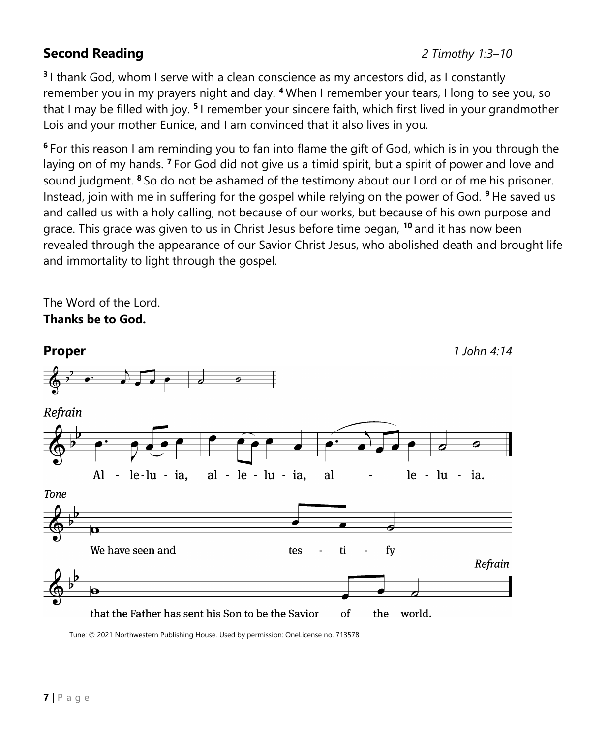## Second Reading

*2 Timothy 1:3–10*

[3] I thank God, whom I serve with a clean conscience as my ancestors did, as I constantly remember you in my prayers night and day. [4] When I remember your tears, I long to see you, so that I may be filled with joy. [5] I remember your sincere faith, which first lived in your grandmother Lois and your mother Eunice, and I am convinced that it also lives in you.

[6] For this reason I am reminding you to fan into flame the gift of God, which is in you through the laying on of my hands. [7] For God did not give us a timid spirit, but a spirit of power and love and sound judgment. [8] So do not be ashamed of the testimony about our Lord or of me his prisoner. Instead, join with me in suffering for the gospel while relying on the power of God. [9] He saved us and called us with a holy calling, not because of our works, but because of his own purpose and grace. This grace was given to us in Christ Jesus before time began, [10] and it has now been revealed through the appearance of our Savior Christ Jesus, who abolished death and brought life and immortality to light through the gospel.

The Word of the Lord.
**Thanks be to God.**

## Proper

*1 John 4:14*

*Refrain*

Al - le-lu - ia, al - le - lu - ia, al - le - lu - ia.

*Tone*

We have seen and tes - ti - fy

that the Father has sent his Son to be the Savior of the world.

*Refrain*

Tune: © 2021 Northwestern Publishing House. Used by permission: OneLicense no. 713578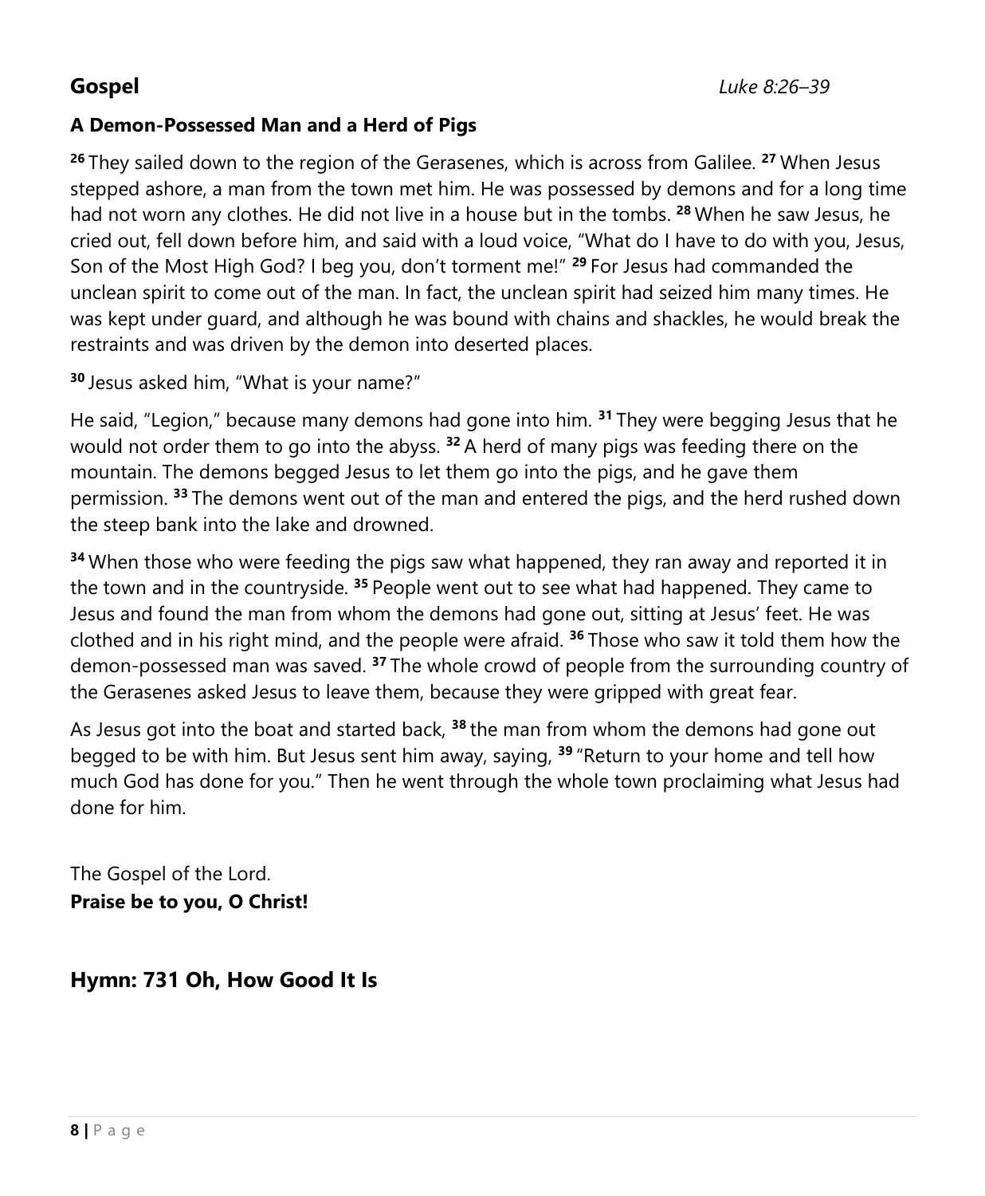## Gospel *Luke 8:26–39*

### A Demon-Possessed Man and a Herd of Pigs

**26** They sailed down to the region of the Gerasenes, which is across from Galilee. **27** When Jesus stepped ashore, a man from the town met him. He was possessed by demons and for a long time had not worn any clothes. He did not live in a house but in the tombs. **28** When he saw Jesus, he cried out, fell down before him, and said with a loud voice, "What do I have to do with you, Jesus, Son of the Most High God? I beg you, don't torment me!" **29** For Jesus had commanded the unclean spirit to come out of the man. In fact, the unclean spirit had seized him many times. He was kept under guard, and although he was bound with chains and shackles, he would break the restraints and was driven by the demon into deserted places.

**30** Jesus asked him, "What is your name?"

He said, "Legion," because many demons had gone into him. **31** They were begging Jesus that he would not order them to go into the abyss. **32** A herd of many pigs was feeding there on the mountain. The demons begged Jesus to let them go into the pigs, and he gave them permission. **33** The demons went out of the man and entered the pigs, and the herd rushed down the steep bank into the lake and drowned.

**34** When those who were feeding the pigs saw what happened, they ran away and reported it in the town and in the countryside. **35** People went out to see what had happened. They came to Jesus and found the man from whom the demons had gone out, sitting at Jesus' feet. He was clothed and in his right mind, and the people were afraid. **36** Those who saw it told them how the demon-possessed man was saved. **37** The whole crowd of people from the surrounding country of the Gerasenes asked Jesus to leave them, because they were gripped with great fear.

As Jesus got into the boat and started back, **38** the man from whom the demons had gone out begged to be with him. But Jesus sent him away, saying, **39** "Return to your home and tell how much God has done for you." Then he went through the whole town proclaiming what Jesus had done for him.

The Gospel of the Lord.
**Praise be to you, O Christ!**

## Hymn: 731 Oh, How Good It Is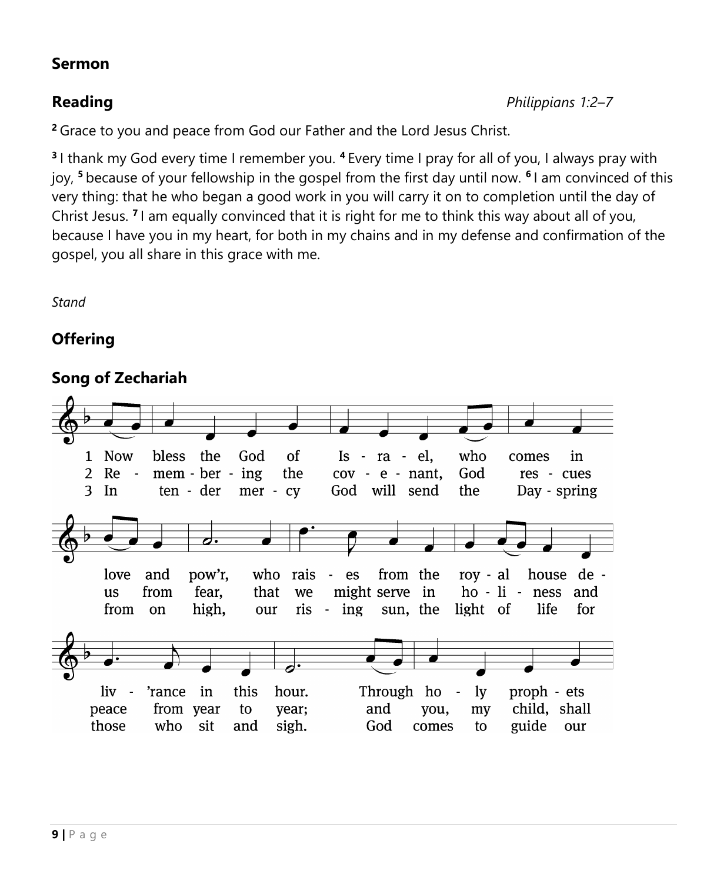## Sermon

## Reading

*Philippians 1:2–7*

[2] Grace to you and peace from God our Father and the Lord Jesus Christ.

[3] I thank my God every time I remember you. [4] Every time I pray for all of you, I always pray with joy, [5] because of your fellowship in the gospel from the first day until now. [6] I am convinced of this very thing: that he who began a good work in you will carry it on to completion until the day of Christ Jesus. [7] I am equally convinced that it is right for me to think this way about all of you, because I have you in my heart, for both in my chains and in my defense and confirmation of the gospel, you all share in this grace with me.

*Stand*

## Offering

## Song of Zechariah

1 Now bless the God of Is - ra - el, who comes in love and pow'r, who rais - es from the roy - al house de - liv - 'rance in this hour. Through ho - ly proph - ets

2 Re - mem - ber - ing the cov - e - nant, God res - cues us from fear, that we might serve in ho - li - ness and peace from year to year; and you, my child, shall

3 In ten - der mer - cy God will send the Day - spring from on high, our ris - ing sun, the light of life for those who sit and sigh. God comes to guide our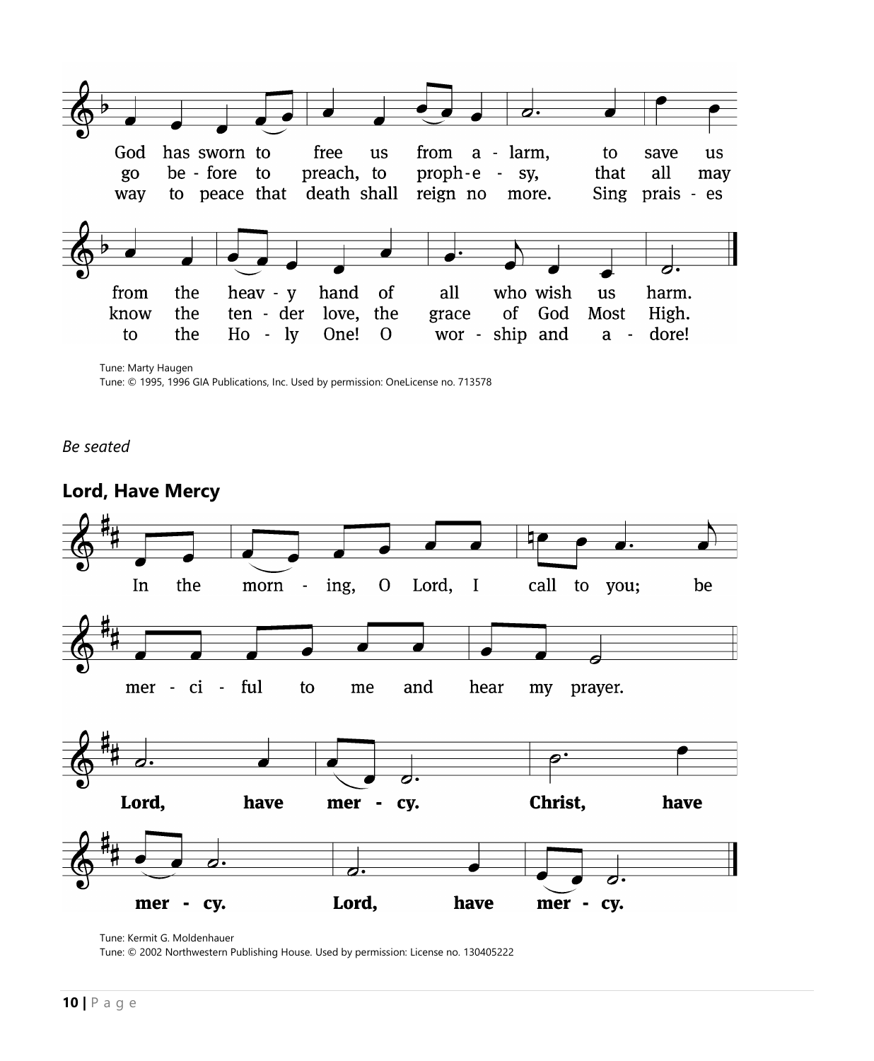God has sworn to free us from a - larm, to save us from the heav - y hand of all who wish us harm.
go be - fore to preach, to proph - e - sy, that all may know the ten - der love, the grace of God Most High.
way to peace that death shall reign no more. Sing prais - es to the Ho - ly One! O wor - ship and a - dore!

Tune: Marty Haugen
Tune: © 1995, 1996 GIA Publications, Inc. Used by permission: OneLicense no. 713578

*Be seated*

## Lord, Have Mercy

In the morn - ing, O Lord, I call to you; be mer - ci - ful to me and hear my prayer.

**Lord, have mer - cy. Christ, have mer - cy. Lord, have mer - cy.**

Tune: Kermit G. Moldenhauer
Tune: © 2002 Northwestern Publishing House. Used by permission: License no. 130405222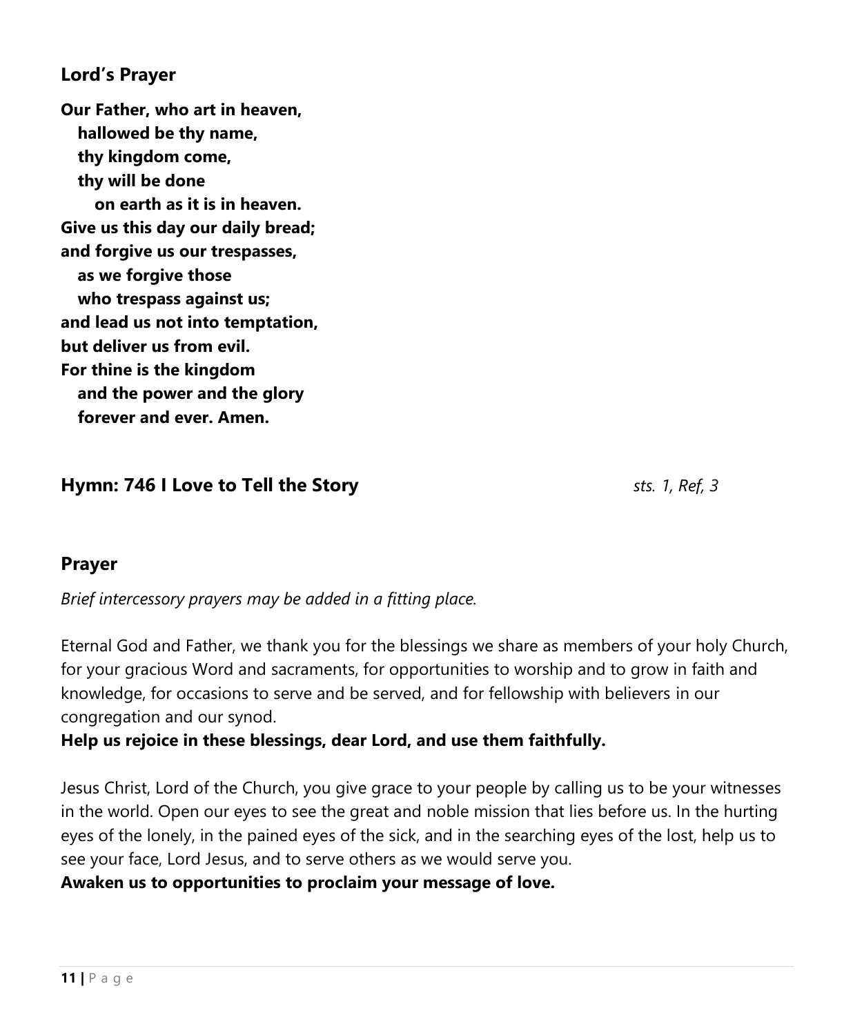## Lord's Prayer

**Our Father, who art in heaven,**
**hallowed be thy name,**
**thy kingdom come,**
**thy will be done**
**on earth as it is in heaven.**
**Give us this day our daily bread;**
**and forgive us our trespasses,**
**as we forgive those**
**who trespass against us;**
**and lead us not into temptation,**
**but deliver us from evil.**
**For thine is the kingdom**
**and the power and the glory**
**forever and ever. Amen.**

## Hymn: 746 I Love to Tell the Story *sts. 1, Ref, 3*

## Prayer

*Brief intercessory prayers may be added in a fitting place.*

Eternal God and Father, we thank you for the blessings we share as members of your holy Church, for your gracious Word and sacraments, for opportunities to worship and to grow in faith and knowledge, for occasions to serve and be served, and for fellowship with believers in our congregation and our synod.
**Help us rejoice in these blessings, dear Lord, and use them faithfully.**

Jesus Christ, Lord of the Church, you give grace to your people by calling us to be your witnesses in the world. Open our eyes to see the great and noble mission that lies before us. In the hurting eyes of the lonely, in the pained eyes of the sick, and in the searching eyes of the lost, help us to see your face, Lord Jesus, and to serve others as we would serve you.
**Awaken us to opportunities to proclaim your message of love.**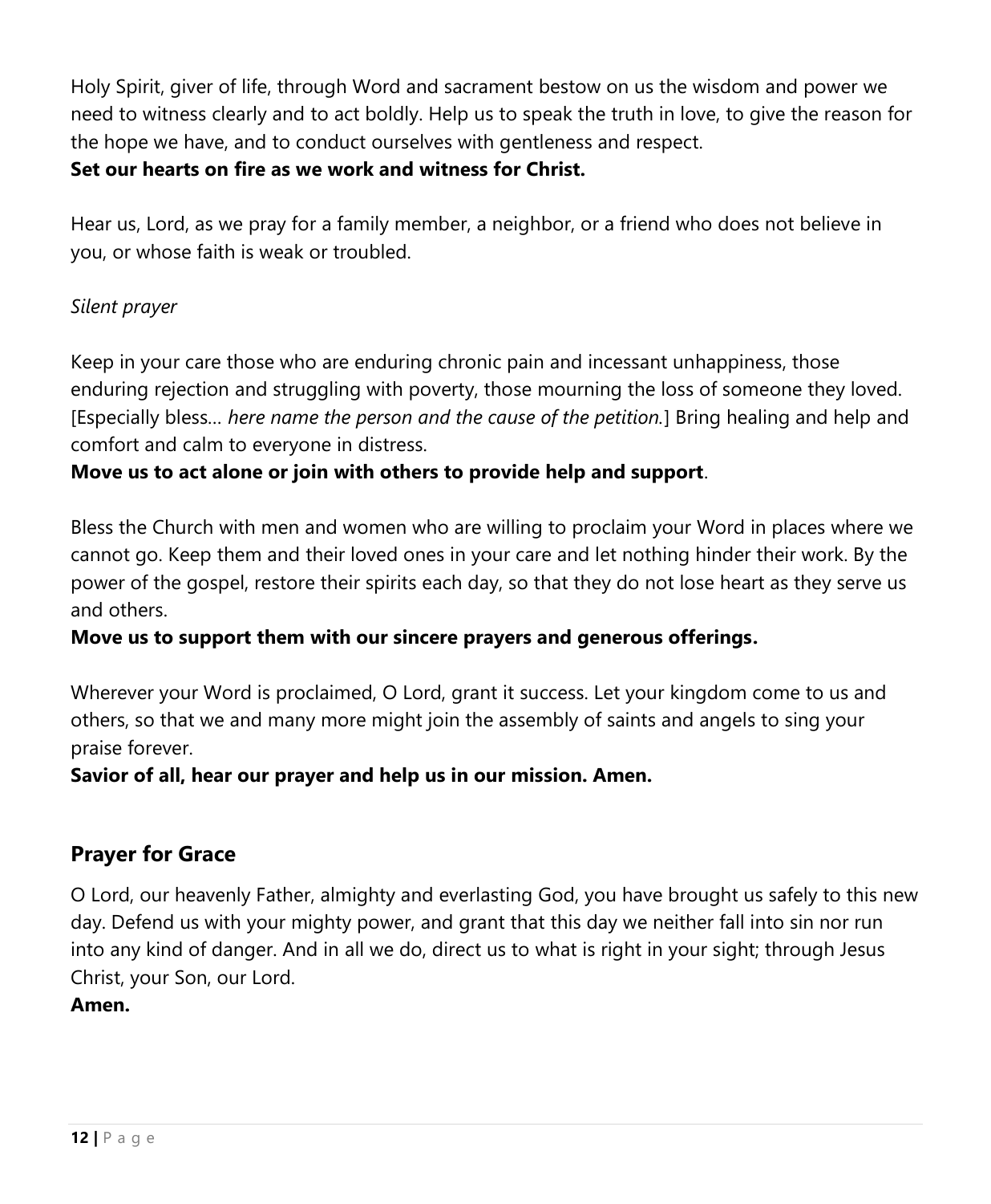Holy Spirit, giver of life, through Word and sacrament bestow on us the wisdom and power we need to witness clearly and to act boldly. Help us to speak the truth in love, to give the reason for the hope we have, and to conduct ourselves with gentleness and respect.
**Set our hearts on fire as we work and witness for Christ.**

Hear us, Lord, as we pray for a family member, a neighbor, or a friend who does not believe in you, or whose faith is weak or troubled.

*Silent prayer*

Keep in your care those who are enduring chronic pain and incessant unhappiness, those enduring rejection and struggling with poverty, those mourning the loss of someone they loved. [Especially bless… *here name the person and the cause of the petition.*] Bring healing and help and comfort and calm to everyone in distress.
**Move us to act alone or join with others to provide help and support**.

Bless the Church with men and women who are willing to proclaim your Word in places where we cannot go. Keep them and their loved ones in your care and let nothing hinder their work. By the power of the gospel, restore their spirits each day, so that they do not lose heart as they serve us and others.
**Move us to support them with our sincere prayers and generous offerings.**

Wherever your Word is proclaimed, O Lord, grant it success. Let your kingdom come to us and others, so that we and many more might join the assembly of saints and angels to sing your praise forever.
**Savior of all, hear our prayer and help us in our mission. Amen.**

## Prayer for Grace

O Lord, our heavenly Father, almighty and everlasting God, you have brought us safely to this new day. Defend us with your mighty power, and grant that this day we neither fall into sin nor run into any kind of danger. And in all we do, direct us to what is right in your sight; through Jesus Christ, your Son, our Lord.
**Amen.**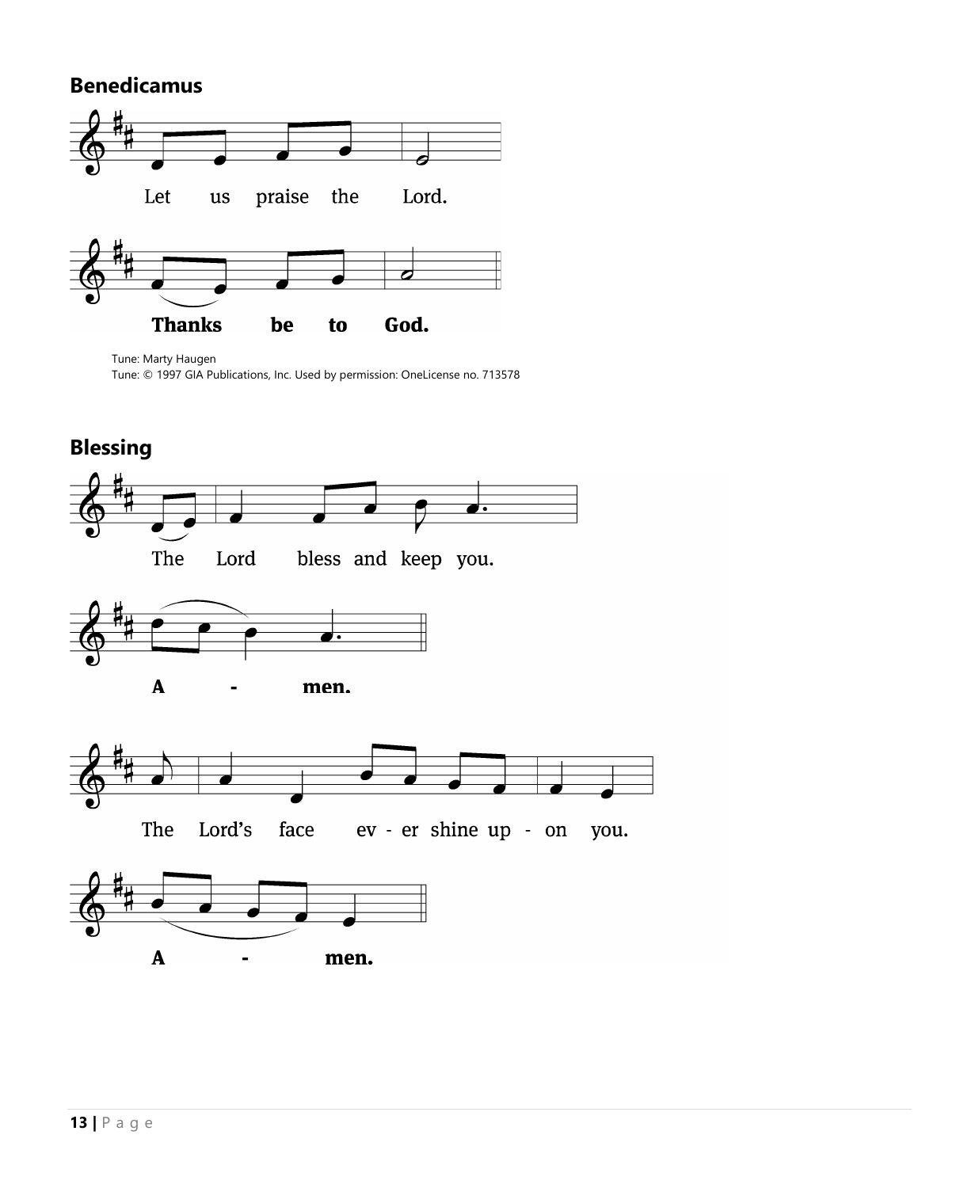## Benedicamus

Let us praise the Lord.

**Thanks be to God.**

Tune: Marty Haugen
Tune: © 1997 GIA Publications, Inc. Used by permission: OneLicense no. 713578

## Blessing

The Lord bless and keep you.

**A - men.**

The Lord's face ev - er shine up - on you.

**A - men.**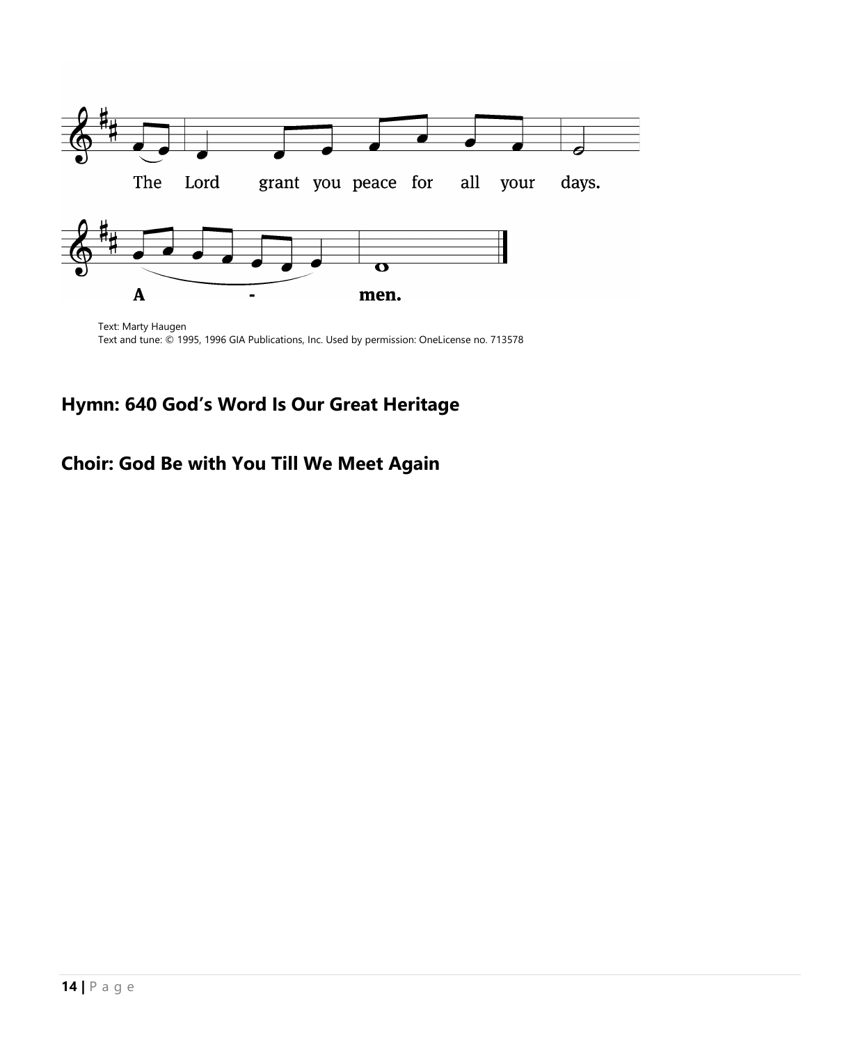The Lord grant you peace for all your days.

A - men.

Text: Marty Haugen
Text and tune: © 1995, 1996 GIA Publications, Inc. Used by permission: OneLicense no. 713578

## Hymn: 640 God's Word Is Our Great Heritage

## Choir: God Be with You Till We Meet Again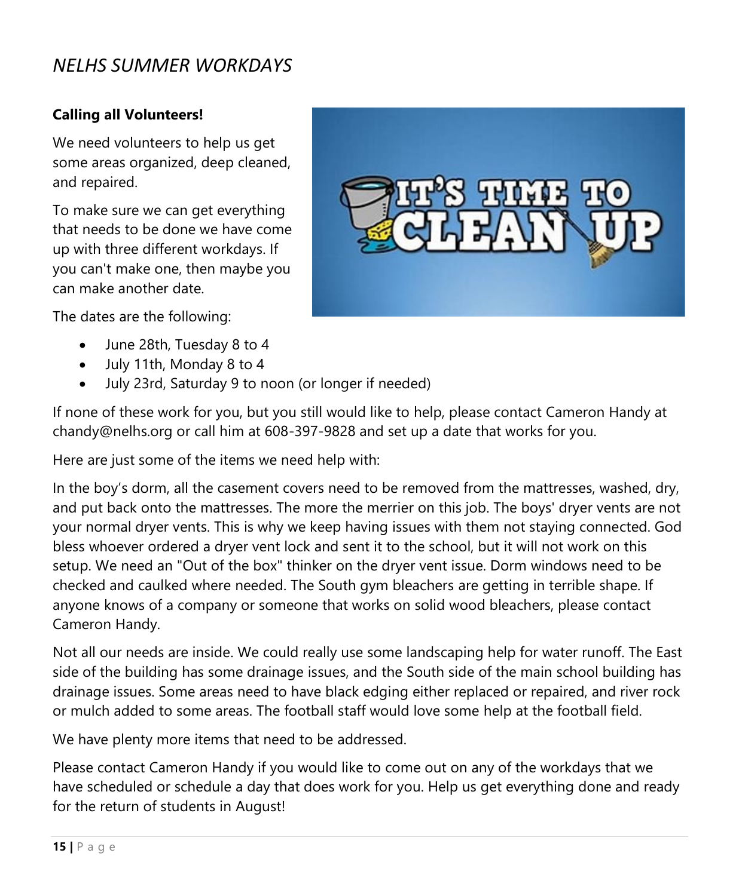# *NELHS SUMMER WORKDAYS*

**Calling all Volunteers!**

We need volunteers to help us get some areas organized, deep cleaned, and repaired.

To make sure we can get everything that needs to be done we have come up with three different workdays. If you can't make one, then maybe you can make another date.

The dates are the following:

- June 28th, Tuesday 8 to 4
- July 11th, Monday 8 to 4
- July 23rd, Saturday 9 to noon (or longer if needed)

If none of these work for you, but you still would like to help, please contact Cameron Handy at chandy@nelhs.org or call him at 608-397-9828 and set up a date that works for you.

Here are just some of the items we need help with:

In the boy's dorm, all the casement covers need to be removed from the mattresses, washed, dry, and put back onto the mattresses. The more the merrier on this job. The boys' dryer vents are not your normal dryer vents. This is why we keep having issues with them not staying connected. God bless whoever ordered a dryer vent lock and sent it to the school, but it will not work on this setup. We need an "Out of the box" thinker on the dryer vent issue. Dorm windows need to be checked and caulked where needed. The South gym bleachers are getting in terrible shape. If anyone knows of a company or someone that works on solid wood bleachers, please contact Cameron Handy.

Not all our needs are inside. We could really use some landscaping help for water runoff. The East side of the building has some drainage issues, and the South side of the main school building has drainage issues. Some areas need to have black edging either replaced or repaired, and river rock or mulch added to some areas. The football staff would love some help at the football field.

We have plenty more items that need to be addressed.

Please contact Cameron Handy if you would like to come out on any of the workdays that we have scheduled or schedule a day that does work for you. Help us get everything done and ready for the return of students in August!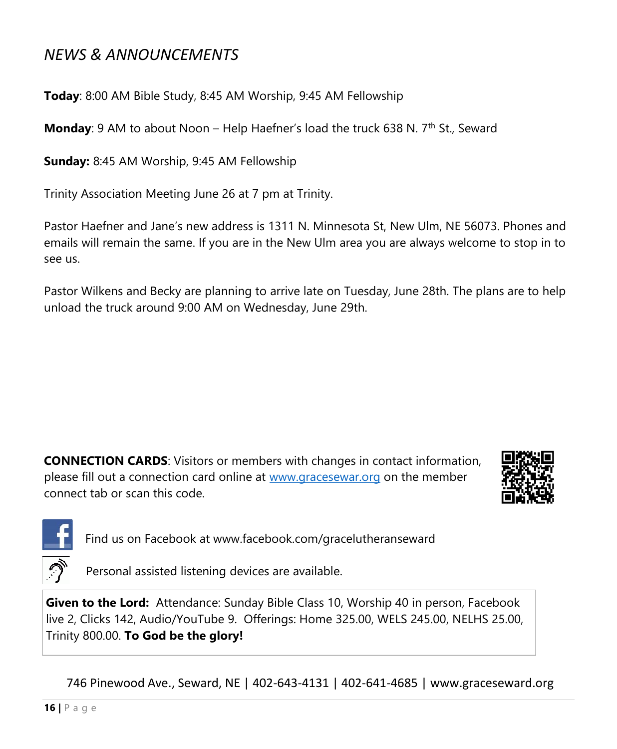# *NEWS & ANNOUNCEMENTS*

**Today**: 8:00 AM Bible Study, 8:45 AM Worship, 9:45 AM Fellowship

**Monday**: 9 AM to about Noon – Help Haefner's load the truck 638 N. 7th St., Seward

**Sunday:** 8:45 AM Worship, 9:45 AM Fellowship

Trinity Association Meeting June 26 at 7 pm at Trinity.

Pastor Haefner and Jane's new address is 1311 N. Minnesota St, New Ulm, NE 56073. Phones and emails will remain the same. If you are in the New Ulm area you are always welcome to stop in to see us.

Pastor Wilkens and Becky are planning to arrive late on Tuesday, June 28th. The plans are to help unload the truck around 9:00 AM on Wednesday, June 29th.

**CONNECTION CARDS**: Visitors or members with changes in contact information, please fill out a connection card online at www.gracesewar.org on the member connect tab or scan this code.

Find us on Facebook at www.facebook.com/gracelutheranseward

Personal assisted listening devices are available.

**Given to the Lord:** Attendance: Sunday Bible Class 10, Worship 40 in person, Facebook live 2, Clicks 142, Audio/YouTube 9. Offerings: Home 325.00, WELS 245.00, NELHS 25.00, Trinity 800.00. **To God be the glory!**

746 Pinewood Ave., Seward, NE | 402-643-4131 | 402-641-4685 | www.graceseward.org